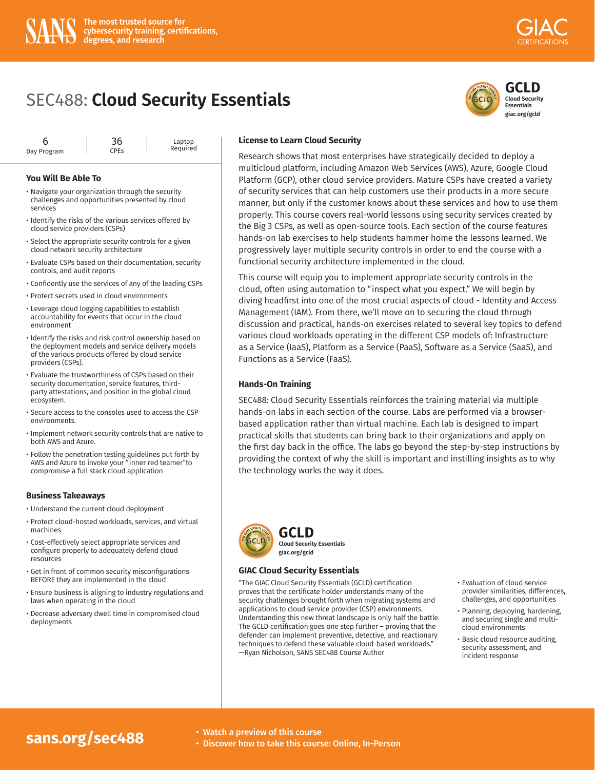SANS — The most trusted source for cybersecurity training, certifications, degrees, and research

GIAC CERTIFICATIONS

# SEC488: **Cloud Security Essentials**

**GCLD**
Cloud Security Essentials
giac.org/gcld

6 Day Program | 36 CPEs | Laptop Required

### You Will Be Able To

- Navigate your organization through the security challenges and opportunities presented by cloud services
- Identify the risks of the various services offered by cloud service providers (CSPs)
- Select the appropriate security controls for a given cloud network security architecture
- Evaluate CSPs based on their documentation, security controls, and audit reports
- Confidently use the services of any of the leading CSPs
- Protect secrets used in cloud environments
- Leverage cloud logging capabilities to establish accountability for events that occur in the cloud environment
- Identify the risks and risk control ownership based on the deployment models and service delivery models of the various products offered by cloud service providers (CSPs).
- Evaluate the trustworthiness of CSPs based on their security documentation, service features, third-party attestations, and position in the global cloud ecosystem.
- Secure access to the consoles used to access the CSP environments.
- Implement network security controls that are native to both AWS and Azure.
- Follow the penetration testing guidelines put forth by AWS and Azure to invoke your "inner red teamer"to compromise a full stack cloud application

### Business Takeaways

- Understand the current cloud deployment
- Protect cloud-hosted workloads, services, and virtual machines
- Cost-effectively select appropriate services and configure properly to adequately defend cloud resources
- Get in front of common security misconfigurations BEFORE they are implemented in the cloud
- Ensure business is aligning to industry regulations and laws when operating in the cloud
- Decrease adversary dwell time in compromised cloud deployments

### License to Learn Cloud Security

Research shows that most enterprises have strategically decided to deploy a multicloud platform, including Amazon Web Services (AWS), Azure, Google Cloud Platform (GCP), other cloud service providers. Mature CSPs have created a variety of security services that can help customers use their products in a more secure manner, but only if the customer knows about these services and how to use them properly. This course covers real-world lessons using security services created by the Big 3 CSPs, as well as open-source tools. Each section of the course features hands-on lab exercises to help students hammer home the lessons learned. We progressively layer multiple security controls in order to end the course with a functional security architecture implemented in the cloud.

This course will equip you to implement appropriate security controls in the cloud, often using automation to "inspect what you expect." We will begin by diving headfirst into one of the most crucial aspects of cloud - Identity and Access Management (IAM). From there, we'll move on to securing the cloud through discussion and practical, hands-on exercises related to several key topics to defend various cloud workloads operating in the different CSP models of: Infrastructure as a Service (IaaS), Platform as a Service (PaaS), Software as a Service (SaaS), and Functions as a Service (FaaS).

### Hands-On Training

SEC488: Cloud Security Essentials reinforces the training material via multiple hands-on labs in each section of the course. Labs are performed via a browser-based application rather than virtual machine. Each lab is designed to impart practical skills that students can bring back to their organizations and apply on the first day back in the office. The labs go beyond the step-by-step instructions by providing the context of why the skill is important and instilling insights as to why the technology works the way it does.

**GCLD**
Cloud Security Essentials
giac.org/gcld

### GIAC Cloud Security Essentials

"The GIAC Cloud Security Essentials (GCLD) certification proves that the certificate holder understands many of the security challenges brought forth when migrating systems and applications to cloud service provider (CSP) environments. Understanding this new threat landscape is only half the battle. The GCLD certification goes one step further – proving that the defender can implement preventive, detective, and reactionary techniques to defend these valuable cloud-based workloads."
—Ryan Nicholson, SANS SEC488 Course Author

- Evaluation of cloud service provider similarities, differences, challenges, and opportunities
- Planning, deploying, hardening, and securing single and multi-cloud environments
- Basic cloud resource auditing, security assessment, and incident response

**sans.org/sec488**

- Watch a preview of this course
- Discover how to take this course: Online, In-Person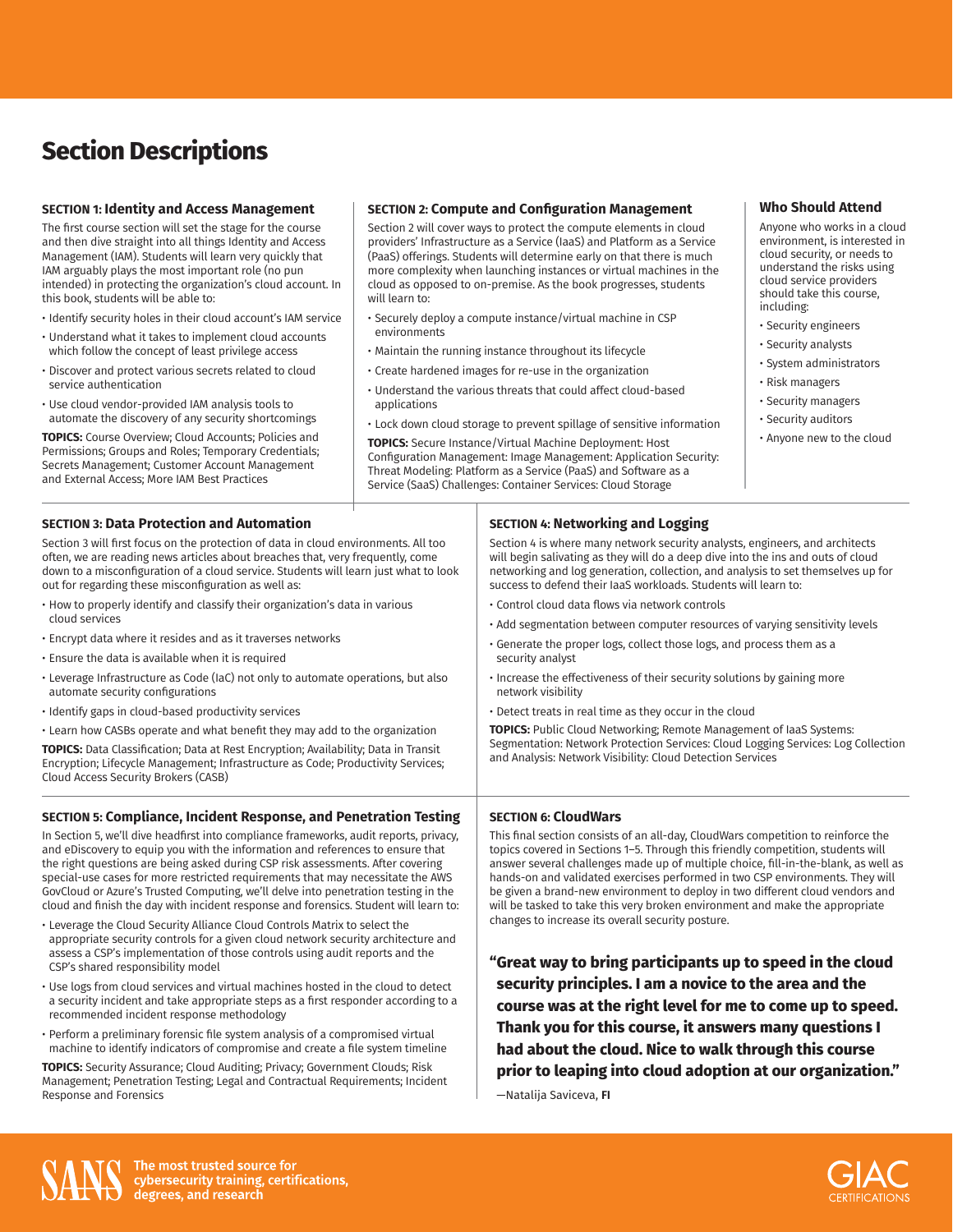# Section Descriptions

## SECTION 1: Identity and Access Management

The first course section will set the stage for the course and then dive straight into all things Identity and Access Management (IAM). Students will learn very quickly that IAM arguably plays the most important role (no pun intended) in protecting the organization's cloud account. In this book, students will be able to:

- Identify security holes in their cloud account's IAM service
- Understand what it takes to implement cloud accounts which follow the concept of least privilege access
- Discover and protect various secrets related to cloud service authentication
- Use cloud vendor-provided IAM analysis tools to automate the discovery of any security shortcomings

**TOPICS:** Course Overview; Cloud Accounts; Policies and Permissions; Groups and Roles; Temporary Credentials; Secrets Management; Customer Account Management and External Access; More IAM Best Practices

## SECTION 2: Compute and Configuration Management

Section 2 will cover ways to protect the compute elements in cloud providers' Infrastructure as a Service (IaaS) and Platform as a Service (PaaS) offerings. Students will determine early on that there is much more complexity when launching instances or virtual machines in the cloud as opposed to on-premise. As the book progresses, students will learn to:

- Securely deploy a compute instance/virtual machine in CSP environments
- Maintain the running instance throughout its lifecycle
- Create hardened images for re-use in the organization
- Understand the various threats that could affect cloud-based applications
- Lock down cloud storage to prevent spillage of sensitive information

**TOPICS:** Secure Instance/Virtual Machine Deployment: Host Configuration Management: Image Management: Application Security: Threat Modeling: Platform as a Service (PaaS) and Software as a Service (SaaS) Challenges: Container Services: Cloud Storage

## Who Should Attend

Anyone who works in a cloud environment, is interested in cloud security, or needs to understand the risks using cloud service providers should take this course, including:

- Security engineers
- Security analysts
- System administrators
- Risk managers
- Security managers
- Security auditors
- Anyone new to the cloud

## SECTION 3: Data Protection and Automation

Section 3 will first focus on the protection of data in cloud environments. All too often, we are reading news articles about breaches that, very frequently, come down to a misconfiguration of a cloud service. Students will learn just what to look out for regarding these misconfiguration as well as:

- How to properly identify and classify their organization's data in various cloud services
- Encrypt data where it resides and as it traverses networks
- Ensure the data is available when it is required
- Leverage Infrastructure as Code (IaC) not only to automate operations, but also automate security configurations
- Identify gaps in cloud-based productivity services
- Learn how CASBs operate and what benefit they may add to the organization

**TOPICS:** Data Classification; Data at Rest Encryption; Availability; Data in Transit Encryption; Lifecycle Management; Infrastructure as Code; Productivity Services; Cloud Access Security Brokers (CASB)

## SECTION 4: Networking and Logging

Section 4 is where many network security analysts, engineers, and architects will begin salivating as they will do a deep dive into the ins and outs of cloud networking and log generation, collection, and analysis to set themselves up for success to defend their IaaS workloads. Students will learn to:

- Control cloud data flows via network controls
- Add segmentation between computer resources of varying sensitivity levels
- Generate the proper logs, collect those logs, and process them as a security analyst
- Increase the effectiveness of their security solutions by gaining more network visibility
- Detect treats in real time as they occur in the cloud

**TOPICS:** Public Cloud Networking; Remote Management of IaaS Systems: Segmentation: Network Protection Services: Cloud Logging Services: Log Collection and Analysis: Network Visibility: Cloud Detection Services

## SECTION 5: Compliance, Incident Response, and Penetration Testing

In Section 5, we'll dive headfirst into compliance frameworks, audit reports, privacy, and eDiscovery to equip you with the information and references to ensure that the right questions are being asked during CSP risk assessments. After covering special-use cases for more restricted requirements that may necessitate the AWS GovCloud or Azure's Trusted Computing, we'll delve into penetration testing in the cloud and finish the day with incident response and forensics. Student will learn to:

- Leverage the Cloud Security Alliance Cloud Controls Matrix to select the appropriate security controls for a given cloud network security architecture and assess a CSP's implementation of those controls using audit reports and the CSP's shared responsibility model
- Use logs from cloud services and virtual machines hosted in the cloud to detect a security incident and take appropriate steps as a first responder according to a recommended incident response methodology
- Perform a preliminary forensic file system analysis of a compromised virtual machine to identify indicators of compromise and create a file system timeline

**TOPICS:** Security Assurance; Cloud Auditing; Privacy; Government Clouds; Risk Management; Penetration Testing; Legal and Contractual Requirements; Incident Response and Forensics

## SECTION 6: CloudWars

This final section consists of an all-day, CloudWars competition to reinforce the topics covered in Sections 1–5. Through this friendly competition, students will answer several challenges made up of multiple choice, fill-in-the-blank, as well as hands-on and validated exercises performed in two CSP environments. They will be given a brand-new environment to deploy in two different cloud vendors and will be tasked to take this very broken environment and make the appropriate changes to increase its overall security posture.

**"Great way to bring participants up to speed in the cloud security principles. I am a novice to the area and the course was at the right level for me to come up to speed. Thank you for this course, it answers many questions I had about the cloud. Nice to walk through this course prior to leaping into cloud adoption at our organization."**

—Natalija Saviceva, **FI**

SANS — The most trusted source for cybersecurity training, certifications, degrees, and research

GIAC CERTIFICATIONS